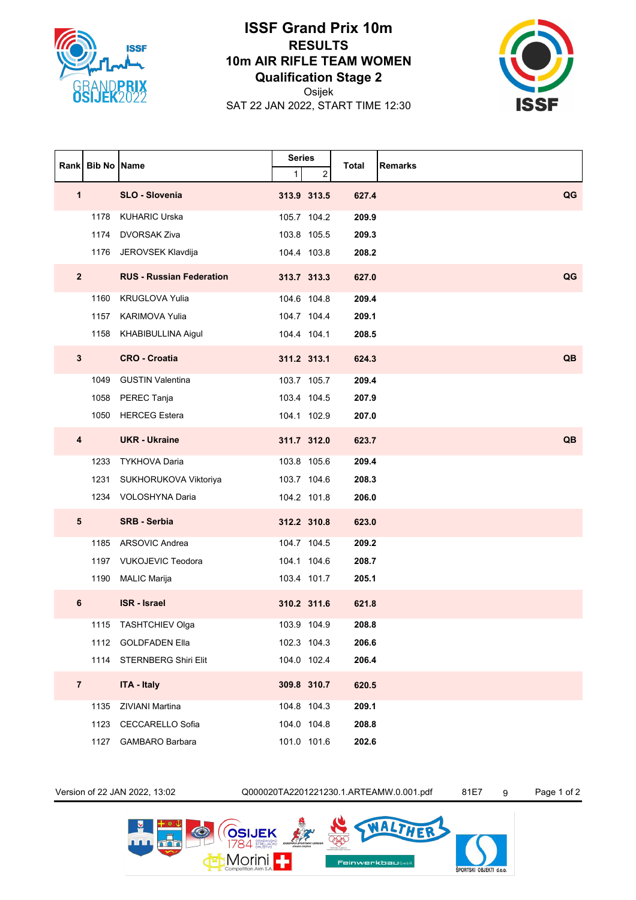# ISSF Grand Prix 10m

## RESULTS

## 10m AIR RIFLE TEAM WOMEN

## Qualification Stage 2

Osijek

SAT 22 JAN 2022, START TIME 12:30

| Rank | Bib No | Name | Series 1 | Series 2 | Total | Remarks |
|---|---|---|---|---|---|---|
| **1** | | **SLO - Slovenia** | **313.9** | **313.5** | **627.4** | **QG** |
| | 1178 | KUHARIC Urska | 105.7 | 104.2 | **209.9** | |
| | 1174 | DVORSAK Ziva | 103.8 | 105.5 | **209.3** | |
| | 1176 | JEROVSEK Klavdija | 104.4 | 103.8 | **208.2** | |
| **2** | | **RUS - Russian Federation** | **313.7** | **313.3** | **627.0** | **QG** |
| | 1160 | KRUGLOVA Yulia | 104.6 | 104.8 | **209.4** | |
| | 1157 | KARIMOVA Yulia | 104.7 | 104.4 | **209.1** | |
| | 1158 | KHABIBULLINA Aigul | 104.4 | 104.1 | **208.5** | |
| **3** | | **CRO - Croatia** | **311.2** | **313.1** | **624.3** | **QB** |
| | 1049 | GUSTIN Valentina | 103.7 | 105.7 | **209.4** | |
| | 1058 | PEREC Tanja | 103.4 | 104.5 | **207.9** | |
| | 1050 | HERCEG Estera | 104.1 | 102.9 | **207.0** | |
| **4** | | **UKR - Ukraine** | **311.7** | **312.0** | **623.7** | **QB** |
| | 1233 | TYKHOVA Daria | 103.8 | 105.6 | **209.4** | |
| | 1231 | SUKHORUKOVA Viktoriya | 103.7 | 104.6 | **208.3** | |
| | 1234 | VOLOSHYNA Daria | 104.2 | 101.8 | **206.0** | |
| **5** | | **SRB - Serbia** | **312.2** | **310.8** | **623.0** | |
| | 1185 | ARSOVIC Andrea | 104.7 | 104.5 | **209.2** | |
| | 1197 | VUKOJEVIC Teodora | 104.1 | 104.6 | **208.7** | |
| | 1190 | MALIC Marija | 103.4 | 101.7 | **205.1** | |
| **6** | | **ISR - Israel** | **310.2** | **311.6** | **621.8** | |
| | 1115 | TASHTCHIEV Olga | 103.9 | 104.9 | **208.8** | |
| | 1112 | GOLDFADEN Ella | 102.3 | 104.3 | **206.6** | |
| | 1114 | STERNBERG Shiri Elit | 104.0 | 102.4 | **206.4** | |
| **7** | | **ITA - Italy** | **309.8** | **310.7** | **620.5** | |
| | 1135 | ZIVIANI Martina | 104.8 | 104.3 | **209.1** | |
| | 1123 | CECCARELLO Sofia | 104.0 | 104.8 | **208.8** | |
| | 1127 | GAMBARO Barbara | 101.0 | 101.6 | **202.6** | |

Version of 22 JAN 2022, 13:02 Q000020TA2201221230.1.ARTEAMW.0.001.pdf 81E7 9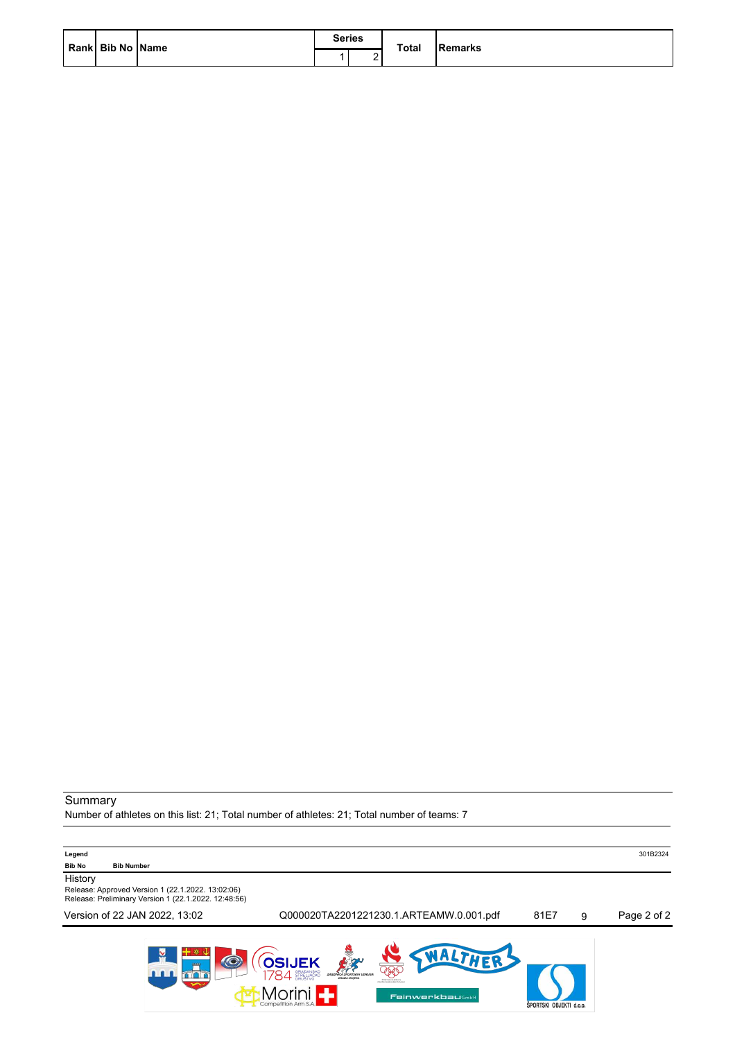| Rank | Bib No | Name | Series | | Total | Remarks |
|---|---|---|---|---|---|---|
| | | | 1 | 2 | | |

## Summary

Number of athletes on this list: 21; Total number of athletes: 21; Total number of teams: 7

**Legend**

**Bib No** **Bib Number**

History

Release: Approved Version 1 (22.1.2022. 13:02:06)
Release: Preliminary Version 1 (22.1.2022. 12:48:56)

Version of 22 JAN 2022, 13:02 Q000020TA2201221230.1.ARTEAMW.0.001.pdf 81E7 9